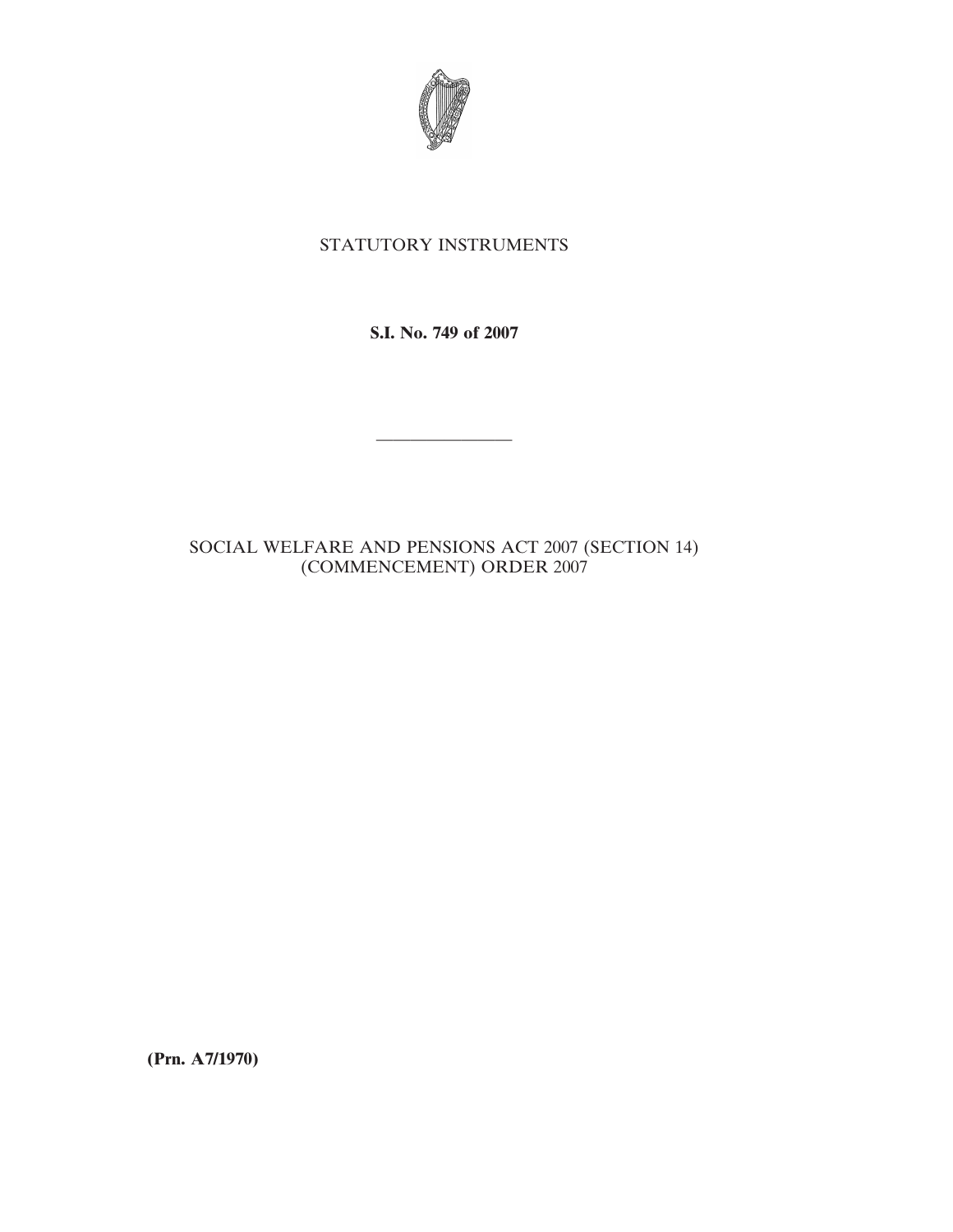STATUTORY INSTRUMENTS

**S.I. No. 749 of 2007**

---

SOCIAL WELFARE AND PENSIONS ACT 2007 (SECTION 14) (COMMENCEMENT) ORDER 2007

**(Prn. A7/1970)**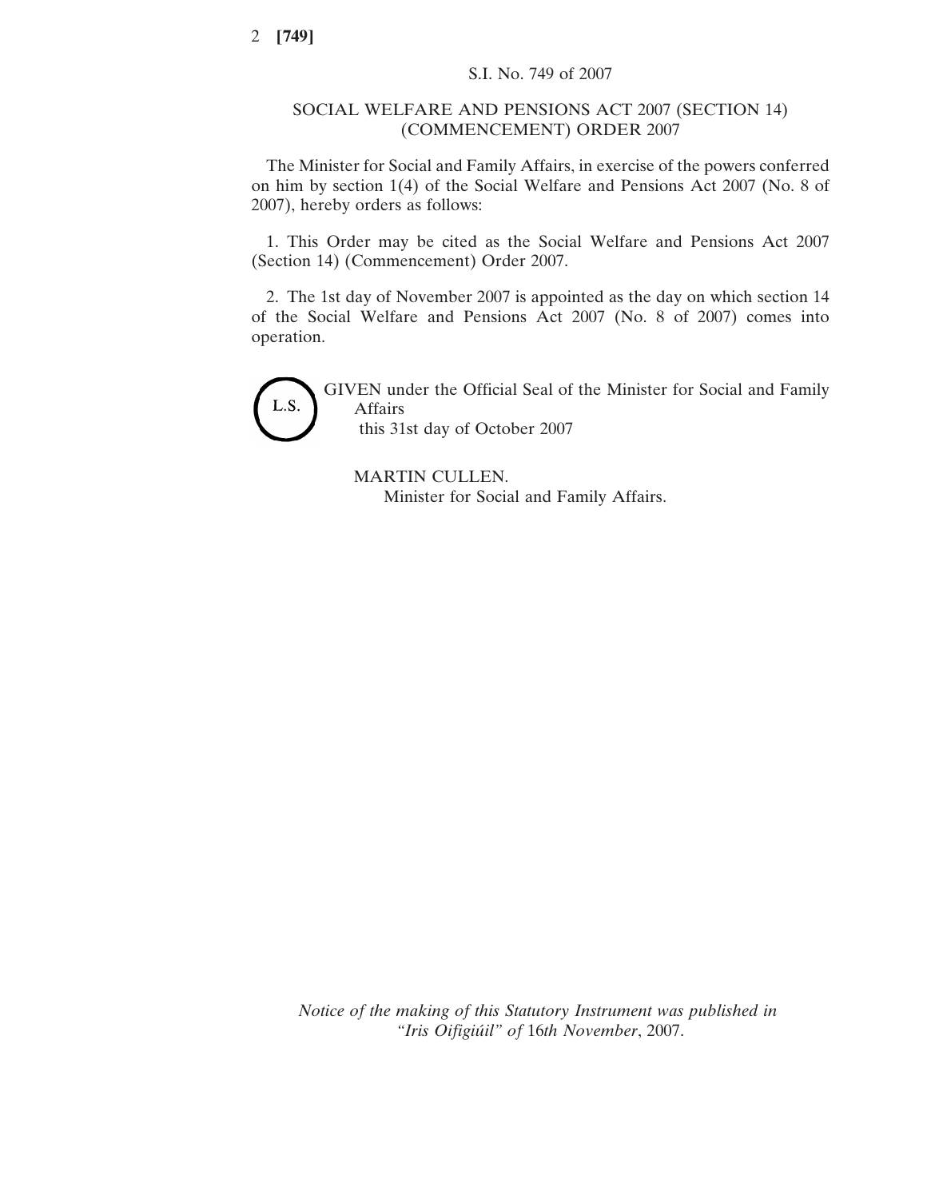S.I. No. 749 of 2007

# SOCIAL WELFARE AND PENSIONS ACT 2007 (SECTION 14) (COMMENCEMENT) ORDER 2007

The Minister for Social and Family Affairs, in exercise of the powers conferred on him by section 1(4) of the Social Welfare and Pensions Act 2007 (No. 8 of 2007), hereby orders as follows:

1. This Order may be cited as the Social Welfare and Pensions Act 2007 (Section 14) (Commencement) Order 2007.

2. The 1st day of November 2007 is appointed as the day on which section 14 of the Social Welfare and Pensions Act 2007 (No. 8 of 2007) comes into operation.

L.S.

GIVEN under the Official Seal of the Minister for Social and Family Affairs
this 31st day of October 2007

MARTIN CULLEN.
Minister for Social and Family Affairs.

*Notice of the making of this Statutory Instrument was published in "Iris Oifigiúil" of* 16*th November*, 2007.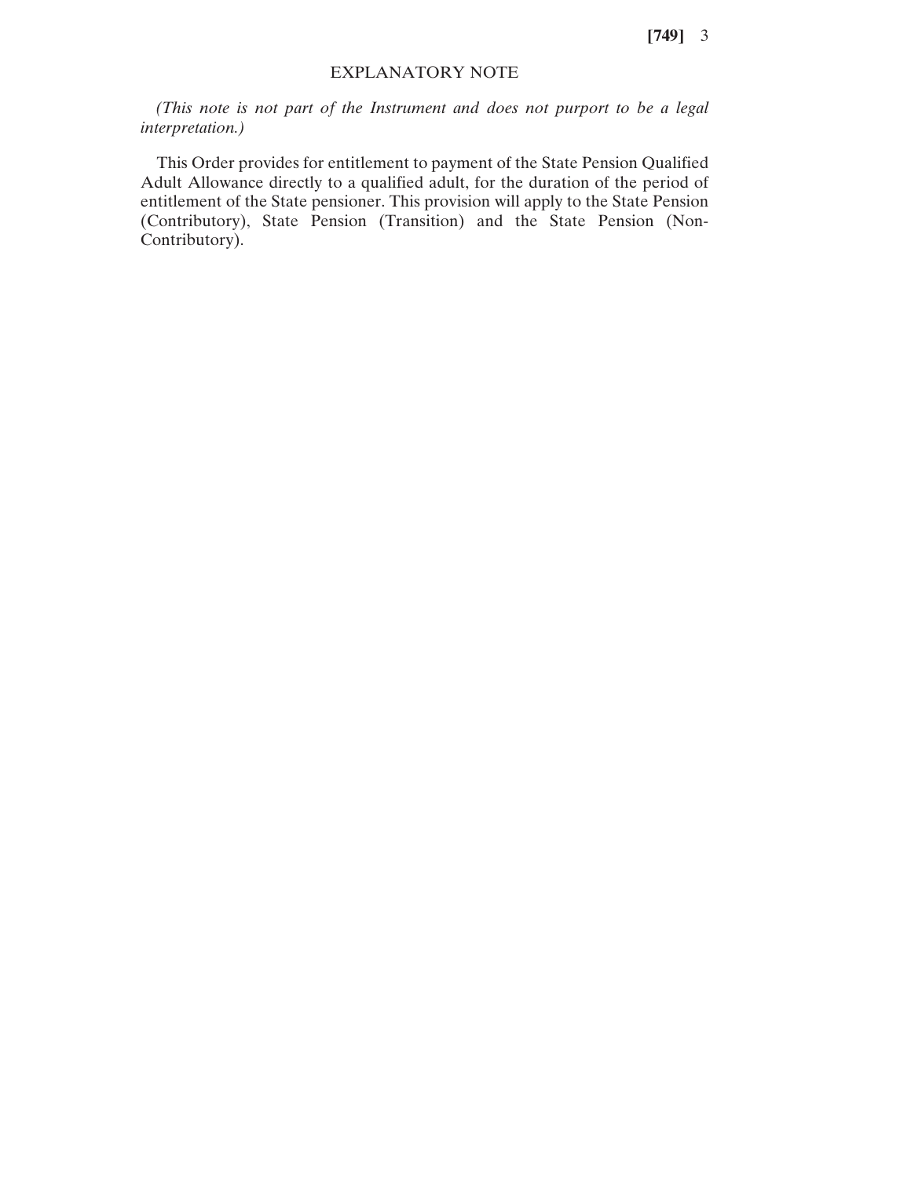## EXPLANATORY NOTE

*(This note is not part of the Instrument and does not purport to be a legal interpretation.)*

This Order provides for entitlement to payment of the State Pension Qualified Adult Allowance directly to a qualified adult, for the duration of the period of entitlement of the State pensioner. This provision will apply to the State Pension (Contributory), State Pension (Transition) and the State Pension (Non-Contributory).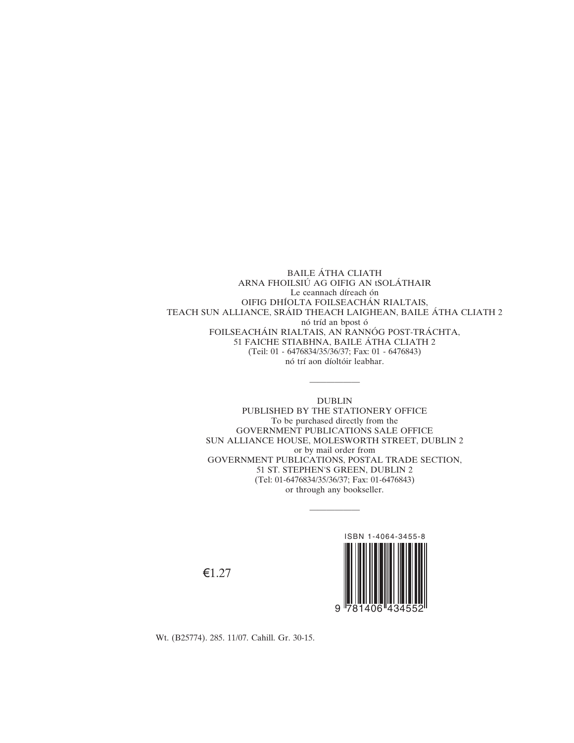BAILE ÁTHA CLIATH
ARNA FHOILSIÚ AG OIFIG AN tSOLÁTHAIR
Le ceannach díreach ón
OIFIG DHÍOLTA FOILSEACHÁN RIALTAIS,
TEACH SUN ALLIANCE, SRÁID THEACH LAIGHEAN, BAILE ÁTHA CLIATH 2
nó tríd an bpost ó
FOILSEACHÁIN RIALTAIS, AN RANNÓG POST-TRÁCHTA,
51 FAICHE STIABHNA, BAILE ÁTHA CLIATH 2
(Teil: 01 - 6476834/35/36/37; Fax: 01 - 6476843)
nó trí aon díoltóir leabhar.

---

DUBLIN
PUBLISHED BY THE STATIONERY OFFICE
To be purchased directly from the
GOVERNMENT PUBLICATIONS SALE OFFICE
SUN ALLIANCE HOUSE, MOLESWORTH STREET, DUBLIN 2
or by mail order from
GOVERNMENT PUBLICATIONS, POSTAL TRADE SECTION,
51 ST. STEPHEN'S GREEN, DUBLIN 2
(Tel: 01-6476834/35/36/37; Fax: 01-6476843)
or through any bookseller.

---

ISBN 1-4064-3455-8

9 781406 434552

€1.27

Wt. (B25774). 285. 11/07. Cahill. Gr. 30-15.